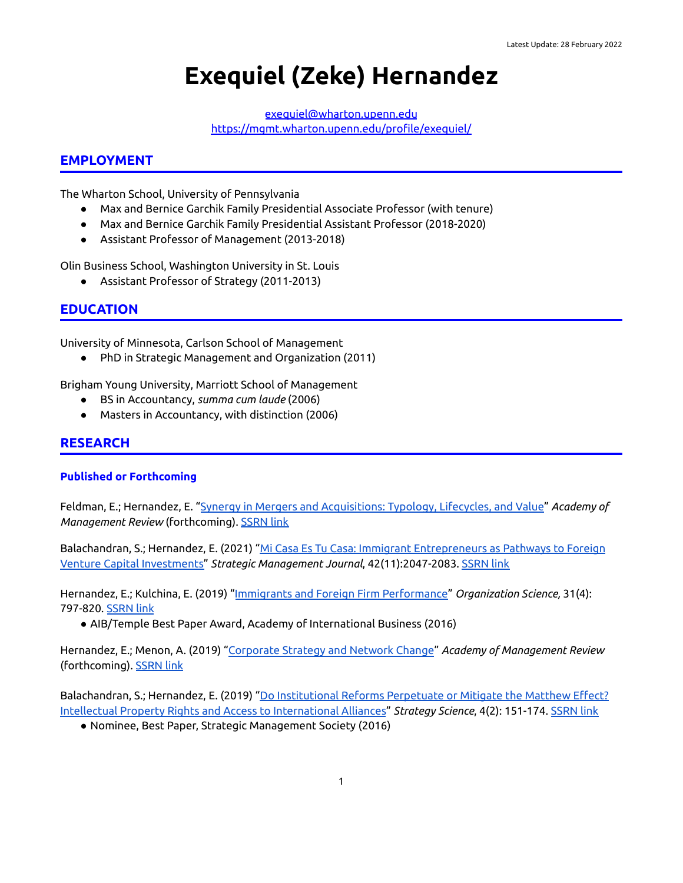Latest Update: 28 February 2022

# Exequiel (Zeke) Hernandez

exequiel@wharton.upenn.edu
https://mgmt.wharton.upenn.edu/profile/exequiel/

## EMPLOYMENT

The Wharton School, University of Pennsylvania

- Max and Bernice Garchik Family Presidential Associate Professor (with tenure)
- Max and Bernice Garchik Family Presidential Assistant Professor (2018-2020)
- Assistant Professor of Management (2013-2018)

Olin Business School, Washington University in St. Louis

- Assistant Professor of Strategy (2011-2013)

## EDUCATION

University of Minnesota, Carlson School of Management

- PhD in Strategic Management and Organization (2011)

Brigham Young University, Marriott School of Management

- BS in Accountancy, *summa cum laude* (2006)
- Masters in Accountancy, with distinction (2006)

## RESEARCH

### Published or Forthcoming

Feldman, E.; Hernandez, E. "Synergy in Mergers and Acquisitions: Typology, Lifecycles, and Value" *Academy of Management Review* (forthcoming). SSRN link

Balachandran, S.; Hernandez, E. (2021) "Mi Casa Es Tu Casa: Immigrant Entrepreneurs as Pathways to Foreign Venture Capital Investments" *Strategic Management Journal*, 42(11):2047-2083. SSRN link

Hernandez, E.; Kulchina, E. (2019) "Immigrants and Foreign Firm Performance" *Organization Science,* 31(4): 797-820. SSRN link

- AIB/Temple Best Paper Award, Academy of International Business (2016)

Hernandez, E.; Menon, A. (2019) "Corporate Strategy and Network Change" *Academy of Management Review* (forthcoming). SSRN link

Balachandran, S.; Hernandez, E. (2019) "Do Institutional Reforms Perpetuate or Mitigate the Matthew Effect? Intellectual Property Rights and Access to International Alliances" *Strategy Science*, 4(2): 151-174. SSRN link

- Nominee, Best Paper, Strategic Management Society (2016)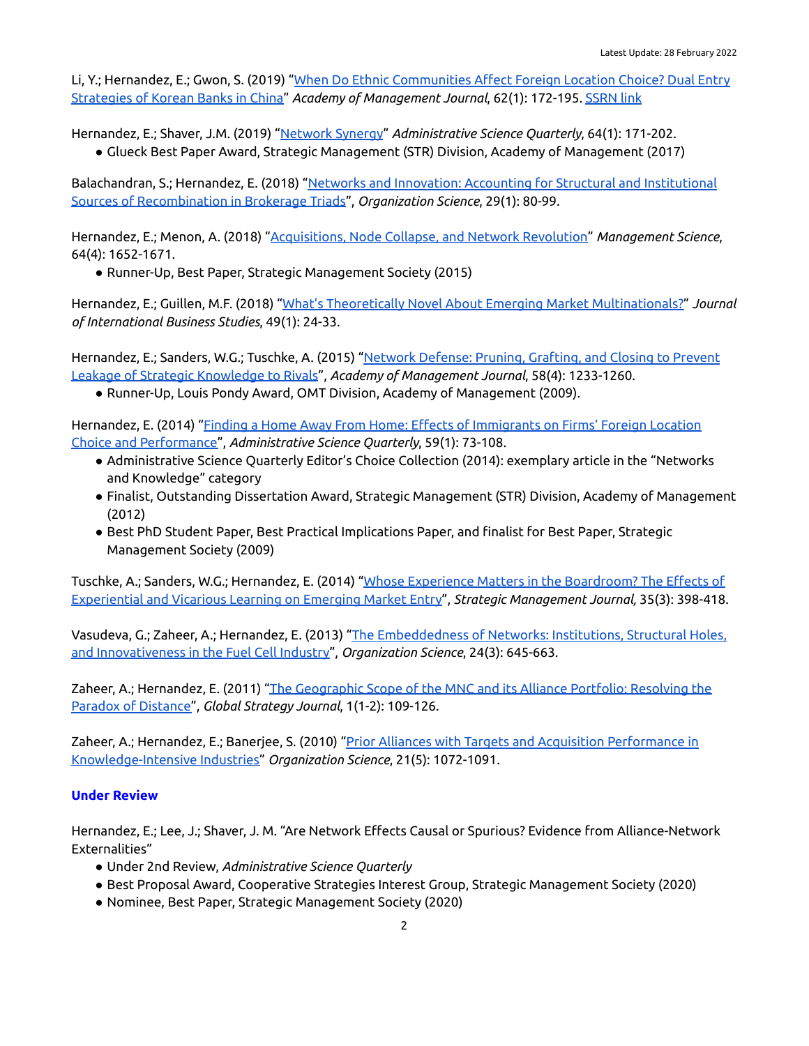Li, Y.; Hernandez, E.; Gwon, S. (2019) "When Do Ethnic Communities Affect Foreign Location Choice? Dual Entry Strategies of Korean Banks in China" *Academy of Management Journal*, 62(1): 172-195. SSRN link

Hernandez, E.; Shaver, J.M. (2019) "Network Synergy" *Administrative Science Quarterly*, 64(1): 171-202.

- Glueck Best Paper Award, Strategic Management (STR) Division, Academy of Management (2017)

Balachandran, S.; Hernandez, E. (2018) "Networks and Innovation: Accounting for Structural and Institutional Sources of Recombination in Brokerage Triads", *Organization Science*, 29(1): 80-99.

Hernandez, E.; Menon, A. (2018) "Acquisitions, Node Collapse, and Network Revolution" *Management Science*, 64(4): 1652-1671.

- Runner-Up, Best Paper, Strategic Management Society (2015)

Hernandez, E.; Guillen, M.F. (2018) "What's Theoretically Novel About Emerging Market Multinationals?" *Journal of International Business Studies*, 49(1): 24-33.

Hernandez, E.; Sanders, W.G.; Tuschke, A. (2015) "Network Defense: Pruning, Grafting, and Closing to Prevent Leakage of Strategic Knowledge to Rivals", *Academy of Management Journal*, 58(4): 1233-1260.

- Runner-Up, Louis Pondy Award, OMT Division, Academy of Management (2009).

Hernandez, E. (2014) "Finding a Home Away From Home: Effects of Immigrants on Firms' Foreign Location Choice and Performance", *Administrative Science Quarterly*, 59(1): 73-108.

- Administrative Science Quarterly Editor's Choice Collection (2014): exemplary article in the "Networks and Knowledge" category
- Finalist, Outstanding Dissertation Award, Strategic Management (STR) Division, Academy of Management (2012)
- Best PhD Student Paper, Best Practical Implications Paper, and finalist for Best Paper, Strategic Management Society (2009)

Tuschke, A.; Sanders, W.G.; Hernandez, E. (2014) "Whose Experience Matters in the Boardroom? The Effects of Experiential and Vicarious Learning on Emerging Market Entry", *Strategic Management Journal*, 35(3): 398-418.

Vasudeva, G.; Zaheer, A.; Hernandez, E. (2013) "The Embeddedness of Networks: Institutions, Structural Holes, and Innovativeness in the Fuel Cell Industry", *Organization Science*, 24(3): 645-663.

Zaheer, A.; Hernandez, E. (2011) "The Geographic Scope of the MNC and its Alliance Portfolio: Resolving the Paradox of Distance", *Global Strategy Journal*, 1(1-2): 109-126.

Zaheer, A.; Hernandez, E.; Banerjee, S. (2010) "Prior Alliances with Targets and Acquisition Performance in Knowledge-Intensive Industries" *Organization Science*, 21(5): 1072-1091.

### Under Review

Hernandez, E.; Lee, J.; Shaver, J. M. "Are Network Effects Causal or Spurious? Evidence from Alliance-Network Externalities"

- Under 2nd Review, *Administrative Science Quarterly*
- Best Proposal Award, Cooperative Strategies Interest Group, Strategic Management Society (2020)
- Nominee, Best Paper, Strategic Management Society (2020)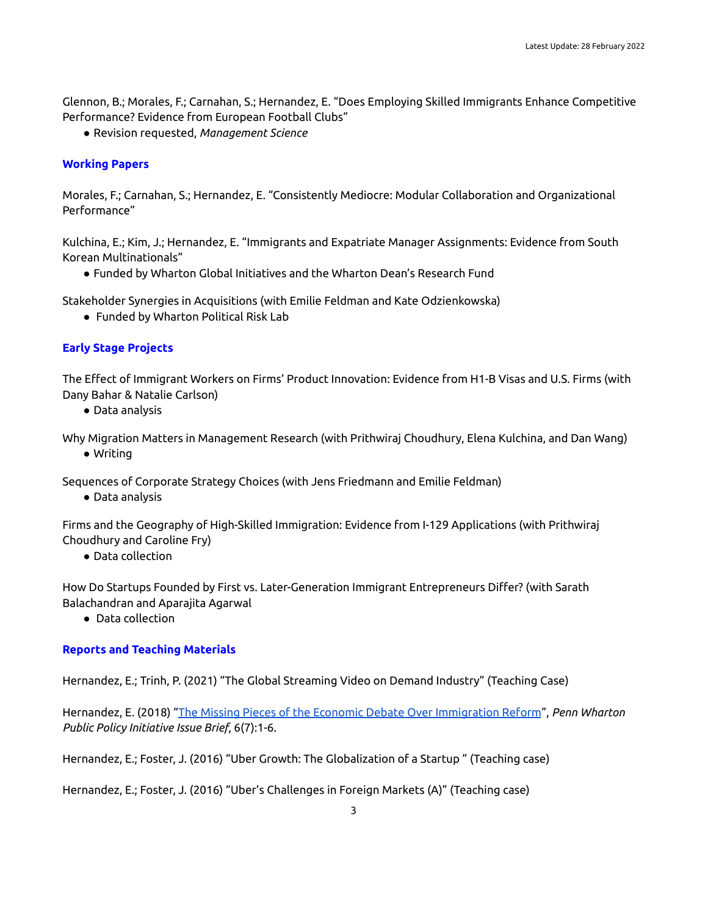Glennon, B.; Morales, F.; Carnahan, S.; Hernandez, E. "Does Employing Skilled Immigrants Enhance Competitive Performance? Evidence from European Football Clubs"

- Revision requested, *Management Science*

## Working Papers

Morales, F.; Carnahan, S.; Hernandez, E. "Consistently Mediocre: Modular Collaboration and Organizational Performance"

Kulchina, E.; Kim, J.; Hernandez, E. "Immigrants and Expatriate Manager Assignments: Evidence from South Korean Multinationals"

- Funded by Wharton Global Initiatives and the Wharton Dean's Research Fund

Stakeholder Synergies in Acquisitions (with Emilie Feldman and Kate Odzienkowska)

- Funded by Wharton Political Risk Lab

## Early Stage Projects

The Effect of Immigrant Workers on Firms' Product Innovation: Evidence from H1-B Visas and U.S. Firms (with Dany Bahar & Natalie Carlson)

- Data analysis

Why Migration Matters in Management Research (with Prithwiraj Choudhury, Elena Kulchina, and Dan Wang)

- Writing

Sequences of Corporate Strategy Choices (with Jens Friedmann and Emilie Feldman)

- Data analysis

Firms and the Geography of High-Skilled Immigration: Evidence from I-129 Applications (with Prithwiraj Choudhury and Caroline Fry)

- Data collection

How Do Startups Founded by First vs. Later-Generation Immigrant Entrepreneurs Differ? (with Sarath Balachandran and Aparajita Agarwal

- Data collection

## Reports and Teaching Materials

Hernandez, E.; Trinh, P. (2021) "The Global Streaming Video on Demand Industry" (Teaching Case)

Hernandez, E. (2018) "The Missing Pieces of the Economic Debate Over Immigration Reform", *Penn Wharton Public Policy Initiative Issue Brief*, 6(7):1-6.

Hernandez, E.; Foster, J. (2016) "Uber Growth: The Globalization of a Startup " (Teaching case)

Hernandez, E.; Foster, J. (2016) "Uber's Challenges in Foreign Markets (A)" (Teaching case)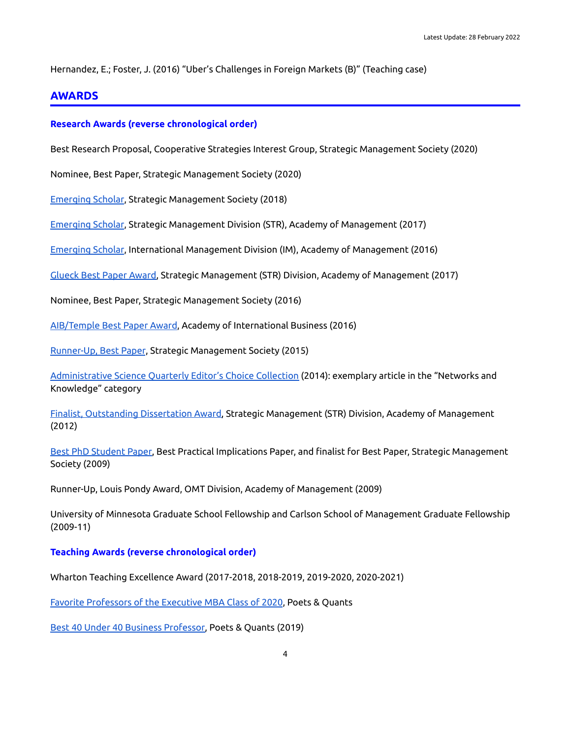Hernandez, E.; Foster, J. (2016) "Uber's Challenges in Foreign Markets (B)" (Teaching case)

## AWARDS

### Research Awards (reverse chronological order)

Best Research Proposal, Cooperative Strategies Interest Group, Strategic Management Society (2020)

Nominee, Best Paper, Strategic Management Society (2020)

Emerging Scholar, Strategic Management Society (2018)

Emerging Scholar, Strategic Management Division (STR), Academy of Management (2017)

Emerging Scholar, International Management Division (IM), Academy of Management (2016)

Glueck Best Paper Award, Strategic Management (STR) Division, Academy of Management (2017)

Nominee, Best Paper, Strategic Management Society (2016)

AIB/Temple Best Paper Award, Academy of International Business (2016)

Runner-Up, Best Paper, Strategic Management Society (2015)

Administrative Science Quarterly Editor's Choice Collection (2014): exemplary article in the "Networks and Knowledge" category

Finalist, Outstanding Dissertation Award, Strategic Management (STR) Division, Academy of Management (2012)

Best PhD Student Paper, Best Practical Implications Paper, and finalist for Best Paper, Strategic Management Society (2009)

Runner-Up, Louis Pondy Award, OMT Division, Academy of Management (2009)

University of Minnesota Graduate School Fellowship and Carlson School of Management Graduate Fellowship (2009-11)

### Teaching Awards (reverse chronological order)

Wharton Teaching Excellence Award (2017-2018, 2018-2019, 2019-2020, 2020-2021)

Favorite Professors of the Executive MBA Class of 2020, Poets & Quants

Best 40 Under 40 Business Professor, Poets & Quants (2019)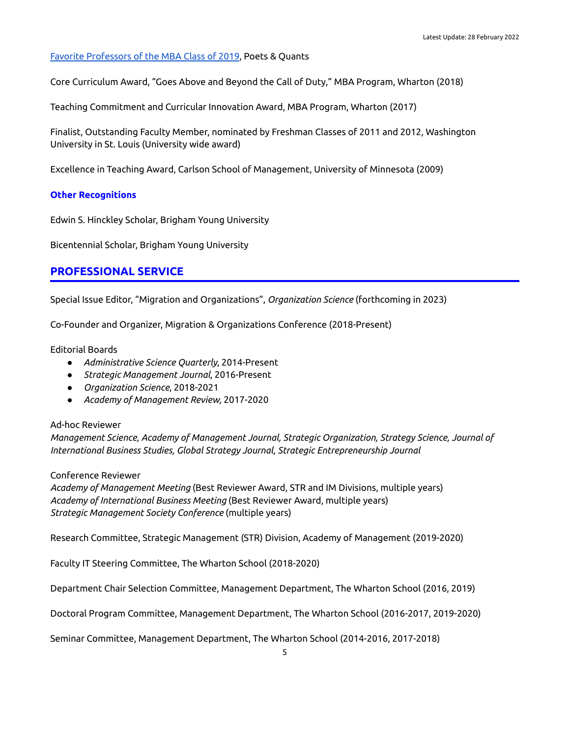[Favorite Professors of the MBA Class of 2019](), Poets & Quants

Core Curriculum Award, "Goes Above and Beyond the Call of Duty," MBA Program, Wharton (2018)

Teaching Commitment and Curricular Innovation Award, MBA Program, Wharton (2017)

Finalist, Outstanding Faculty Member, nominated by Freshman Classes of 2011 and 2012, Washington University in St. Louis (University wide award)

Excellence in Teaching Award, Carlson School of Management, University of Minnesota (2009)

### Other Recognitions

Edwin S. Hinckley Scholar, Brigham Young University

Bicentennial Scholar, Brigham Young University

## PROFESSIONAL SERVICE

Special Issue Editor, "Migration and Organizations", *Organization Science* (forthcoming in 2023)

Co-Founder and Organizer, Migration & Organizations Conference (2018-Present)

Editorial Boards

- *Administrative Science Quarterly*, 2014-Present
- *Strategic Management Journal*, 2016-Present
- *Organization Science*, 2018-2021
- *Academy of Management Review,* 2017-2020

Ad-hoc Reviewer
*Management Science, Academy of Management Journal, Strategic Organization, Strategy Science, Journal of International Business Studies, Global Strategy Journal, Strategic Entrepreneurship Journal*

Conference Reviewer
*Academy of Management Meeting* (Best Reviewer Award, STR and IM Divisions, multiple years)
*Academy of International Business Meeting* (Best Reviewer Award, multiple years)
*Strategic Management Society Conference* (multiple years)

Research Committee, Strategic Management (STR) Division, Academy of Management (2019-2020)

Faculty IT Steering Committee, The Wharton School (2018-2020)

Department Chair Selection Committee, Management Department, The Wharton School (2016, 2019)

Doctoral Program Committee, Management Department, The Wharton School (2016-2017, 2019-2020)

Seminar Committee, Management Department, The Wharton School (2014-2016, 2017-2018)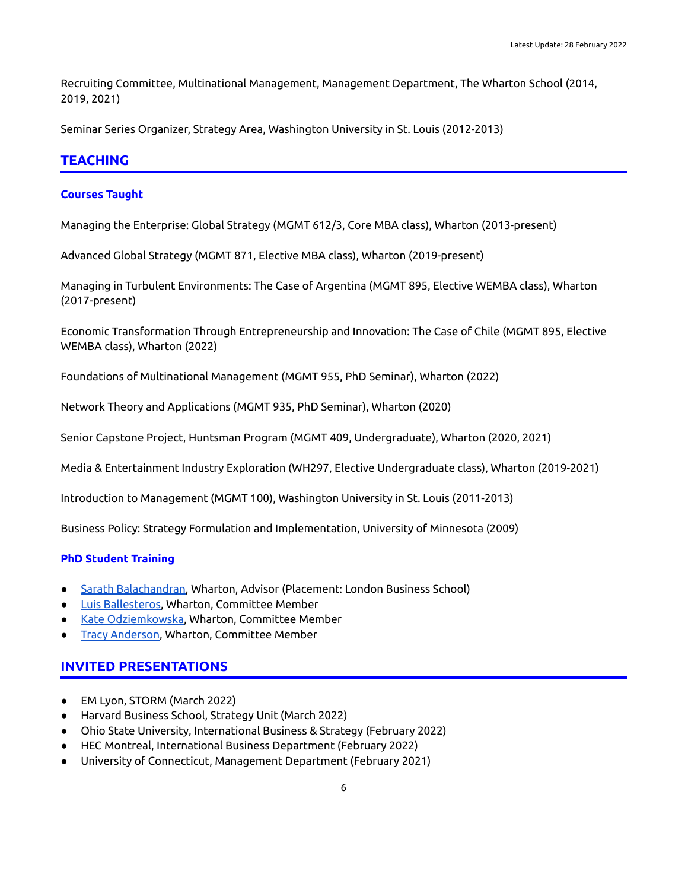Recruiting Committee, Multinational Management, Management Department, The Wharton School (2014, 2019, 2021)

Seminar Series Organizer, Strategy Area, Washington University in St. Louis (2012-2013)

## TEACHING

### Courses Taught

Managing the Enterprise: Global Strategy (MGMT 612/3, Core MBA class), Wharton (2013-present)

Advanced Global Strategy (MGMT 871, Elective MBA class), Wharton (2019-present)

Managing in Turbulent Environments: The Case of Argentina (MGMT 895, Elective WEMBA class), Wharton (2017-present)

Economic Transformation Through Entrepreneurship and Innovation: The Case of Chile (MGMT 895, Elective WEMBA class), Wharton (2022)

Foundations of Multinational Management (MGMT 955, PhD Seminar), Wharton (2022)

Network Theory and Applications (MGMT 935, PhD Seminar), Wharton (2020)

Senior Capstone Project, Huntsman Program (MGMT 409, Undergraduate), Wharton (2020, 2021)

Media & Entertainment Industry Exploration (WH297, Elective Undergraduate class), Wharton (2019-2021)

Introduction to Management (MGMT 100), Washington University in St. Louis (2011-2013)

Business Policy: Strategy Formulation and Implementation, University of Minnesota (2009)

### PhD Student Training

- Sarath Balachandran, Wharton, Advisor (Placement: London Business School)
- Luis Ballesteros, Wharton, Committee Member
- Kate Odziemkowska, Wharton, Committee Member
- Tracy Anderson, Wharton, Committee Member

## INVITED PRESENTATIONS

- EM Lyon, STORM (March 2022)
- Harvard Business School, Strategy Unit (March 2022)
- Ohio State University, International Business & Strategy (February 2022)
- HEC Montreal, International Business Department (February 2022)
- University of Connecticut, Management Department (February 2021)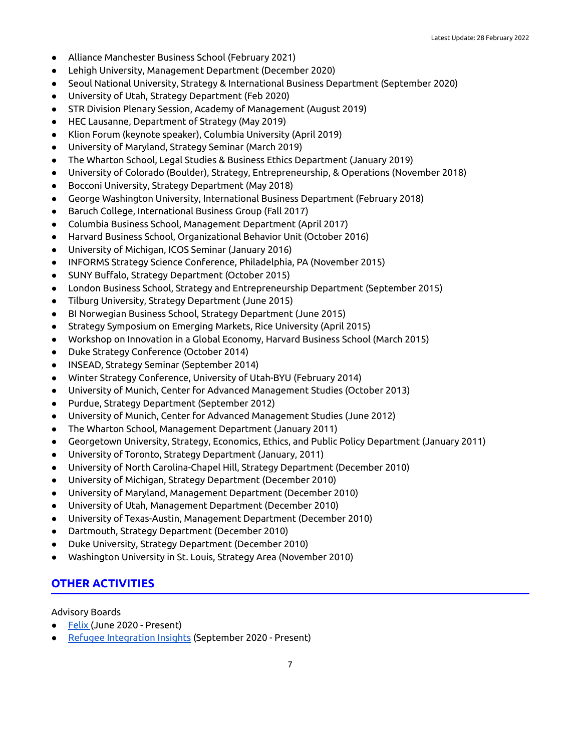- Alliance Manchester Business School (February 2021)
- Lehigh University, Management Department (December 2020)
- Seoul National University, Strategy & International Business Department (September 2020)
- University of Utah, Strategy Department (Feb 2020)
- STR Division Plenary Session, Academy of Management (August 2019)
- HEC Lausanne, Department of Strategy (May 2019)
- Klion Forum (keynote speaker), Columbia University (April 2019)
- University of Maryland, Strategy Seminar (March 2019)
- The Wharton School, Legal Studies & Business Ethics Department (January 2019)
- University of Colorado (Boulder), Strategy, Entrepreneurship, & Operations (November 2018)
- Bocconi University, Strategy Department (May 2018)
- George Washington University, International Business Department (February 2018)
- Baruch College, International Business Group (Fall 2017)
- Columbia Business School, Management Department (April 2017)
- Harvard Business School, Organizational Behavior Unit (October 2016)
- University of Michigan, ICOS Seminar (January 2016)
- INFORMS Strategy Science Conference, Philadelphia, PA (November 2015)
- SUNY Buffalo, Strategy Department (October 2015)
- London Business School, Strategy and Entrepreneurship Department (September 2015)
- Tilburg University, Strategy Department (June 2015)
- BI Norwegian Business School, Strategy Department (June 2015)
- Strategy Symposium on Emerging Markets, Rice University (April 2015)
- Workshop on Innovation in a Global Economy, Harvard Business School (March 2015)
- Duke Strategy Conference (October 2014)
- INSEAD, Strategy Seminar (September 2014)
- Winter Strategy Conference, University of Utah-BYU (February 2014)
- University of Munich, Center for Advanced Management Studies (October 2013)
- Purdue, Strategy Department (September 2012)
- University of Munich, Center for Advanced Management Studies (June 2012)
- The Wharton School, Management Department (January 2011)
- Georgetown University, Strategy, Economics, Ethics, and Public Policy Department (January 2011)
- University of Toronto, Strategy Department (January, 2011)
- University of North Carolina-Chapel Hill, Strategy Department (December 2010)
- University of Michigan, Strategy Department (December 2010)
- University of Maryland, Management Department (December 2010)
- University of Utah, Management Department (December 2010)
- University of Texas-Austin, Management Department (December 2010)
- Dartmouth, Strategy Department (December 2010)
- Duke University, Strategy Department (December 2010)
- Washington University in St. Louis, Strategy Area (November 2010)

## OTHER ACTIVITIES

Advisory Boards

- Felix (June 2020 - Present)
- Refugee Integration Insights (September 2020 - Present)